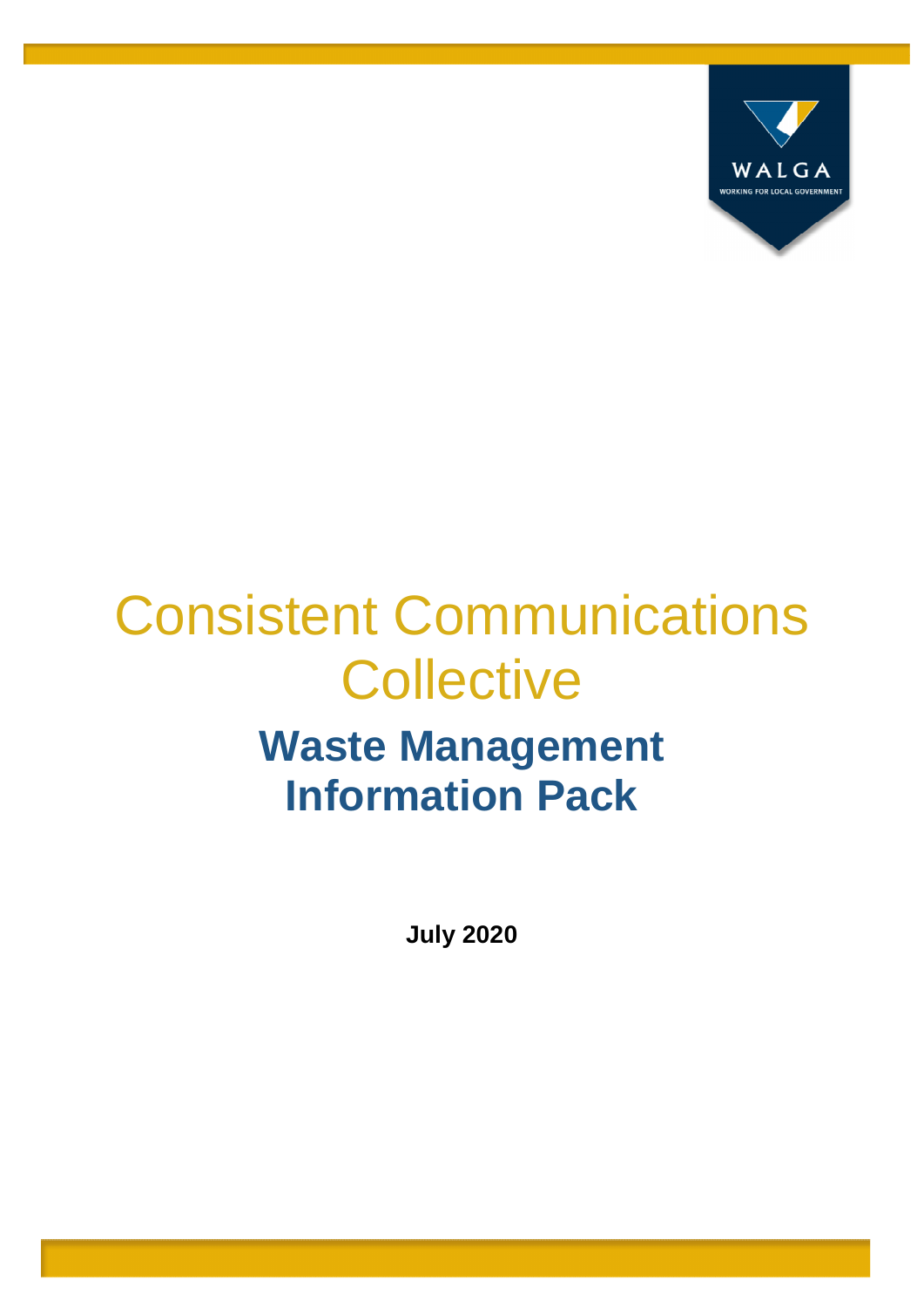WALGA

WORKING FOR LOCAL GOVERNMENT

# Consistent Communications Collective

## Waste Management Information Pack

**July 2020**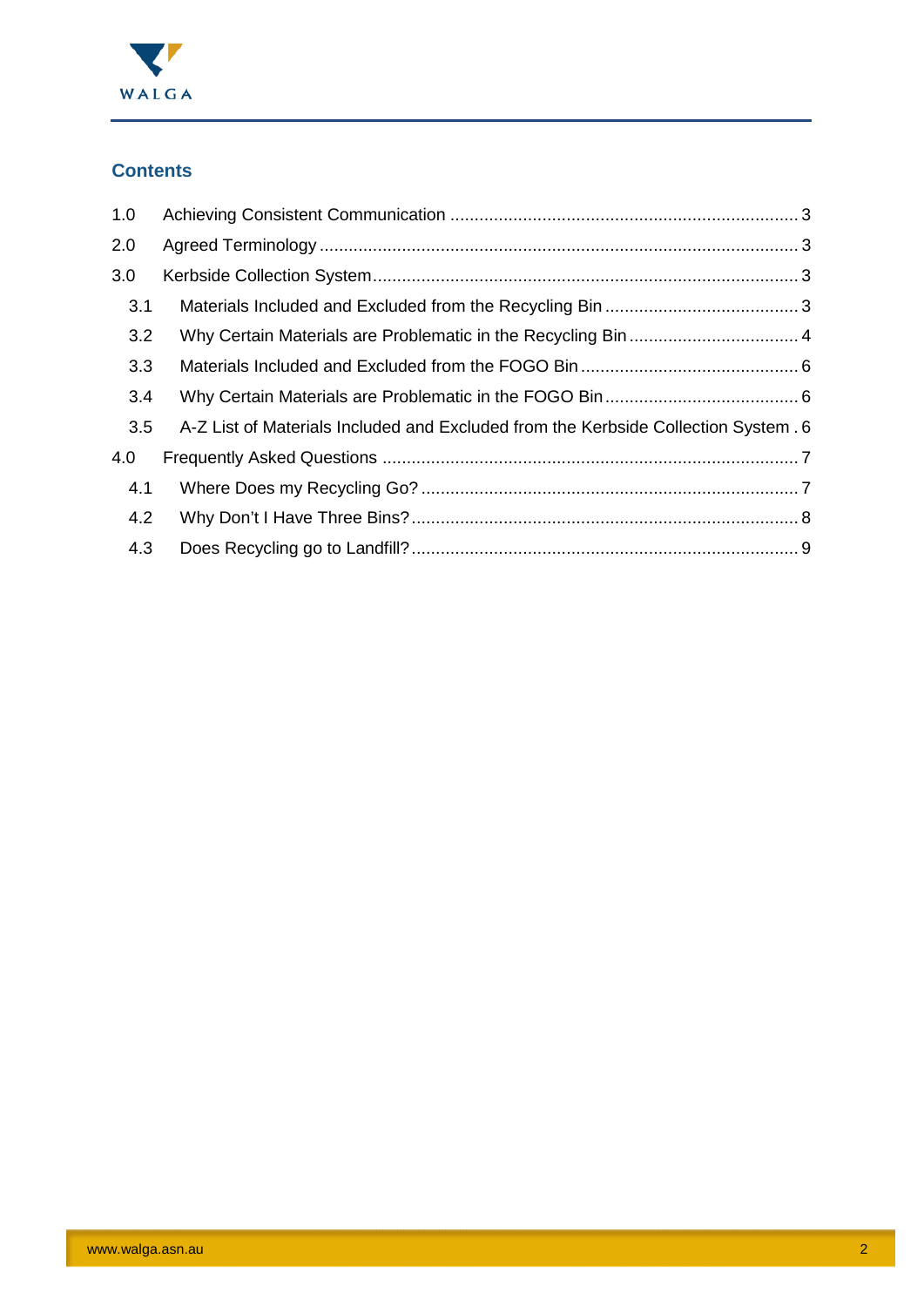## Contents

- 1.0 Achieving Consistent Communication ........ 3
- 2.0 Agreed Terminology ........ 3
- 3.0 Kerbside Collection System ........ 3
  - 3.1 Materials Included and Excluded from the Recycling Bin ........ 3
  - 3.2 Why Certain Materials are Problematic in the Recycling Bin ........ 4
  - 3.3 Materials Included and Excluded from the FOGO Bin ........ 6
  - 3.4 Why Certain Materials are Problematic in the FOGO Bin ........ 6
  - 3.5 A-Z List of Materials Included and Excluded from the Kerbside Collection System ........ 6
- 4.0 Frequently Asked Questions ........ 7
  - 4.1 Where Does my Recycling Go? ........ 7
  - 4.2 Why Don't I Have Three Bins? ........ 8
  - 4.3 Does Recycling go to Landfill? ........ 9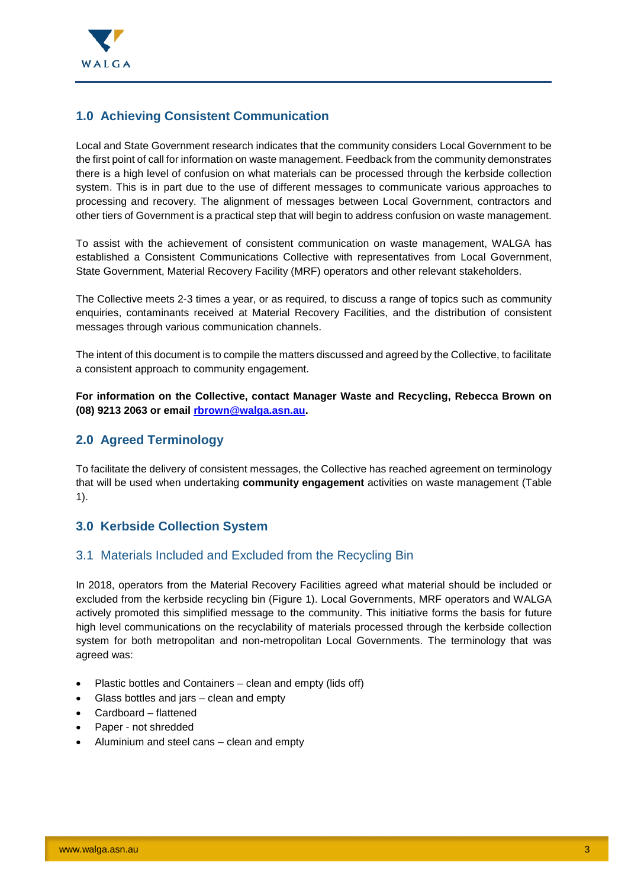## 1.0 Achieving Consistent Communication

Local and State Government research indicates that the community considers Local Government to be the first point of call for information on waste management. Feedback from the community demonstrates there is a high level of confusion on what materials can be processed through the kerbside collection system. This is in part due to the use of different messages to communicate various approaches to processing and recovery. The alignment of messages between Local Government, contractors and other tiers of Government is a practical step that will begin to address confusion on waste management.

To assist with the achievement of consistent communication on waste management, WALGA has established a Consistent Communications Collective with representatives from Local Government, State Government, Material Recovery Facility (MRF) operators and other relevant stakeholders.

The Collective meets 2-3 times a year, or as required, to discuss a range of topics such as community enquiries, contaminants received at Material Recovery Facilities, and the distribution of consistent messages through various communication channels.

The intent of this document is to compile the matters discussed and agreed by the Collective, to facilitate a consistent approach to community engagement.

**For information on the Collective, contact Manager Waste and Recycling, Rebecca Brown on (08) 9213 2063 or email [rbrown@walga.asn.au](mailto:rbrown@walga.asn.au).**

## 2.0 Agreed Terminology

To facilitate the delivery of consistent messages, the Collective has reached agreement on terminology that will be used when undertaking **community engagement** activities on waste management (Table 1).

## 3.0 Kerbside Collection System

### 3.1 Materials Included and Excluded from the Recycling Bin

In 2018, operators from the Material Recovery Facilities agreed what material should be included or excluded from the kerbside recycling bin (Figure 1). Local Governments, MRF operators and WALGA actively promoted this simplified message to the community. This initiative forms the basis for future high level communications on the recyclability of materials processed through the kerbside collection system for both metropolitan and non-metropolitan Local Governments. The terminology that was agreed was:

- Plastic bottles and Containers – clean and empty (lids off)
- Glass bottles and jars – clean and empty
- Cardboard – flattened
- Paper - not shredded
- Aluminium and steel cans – clean and empty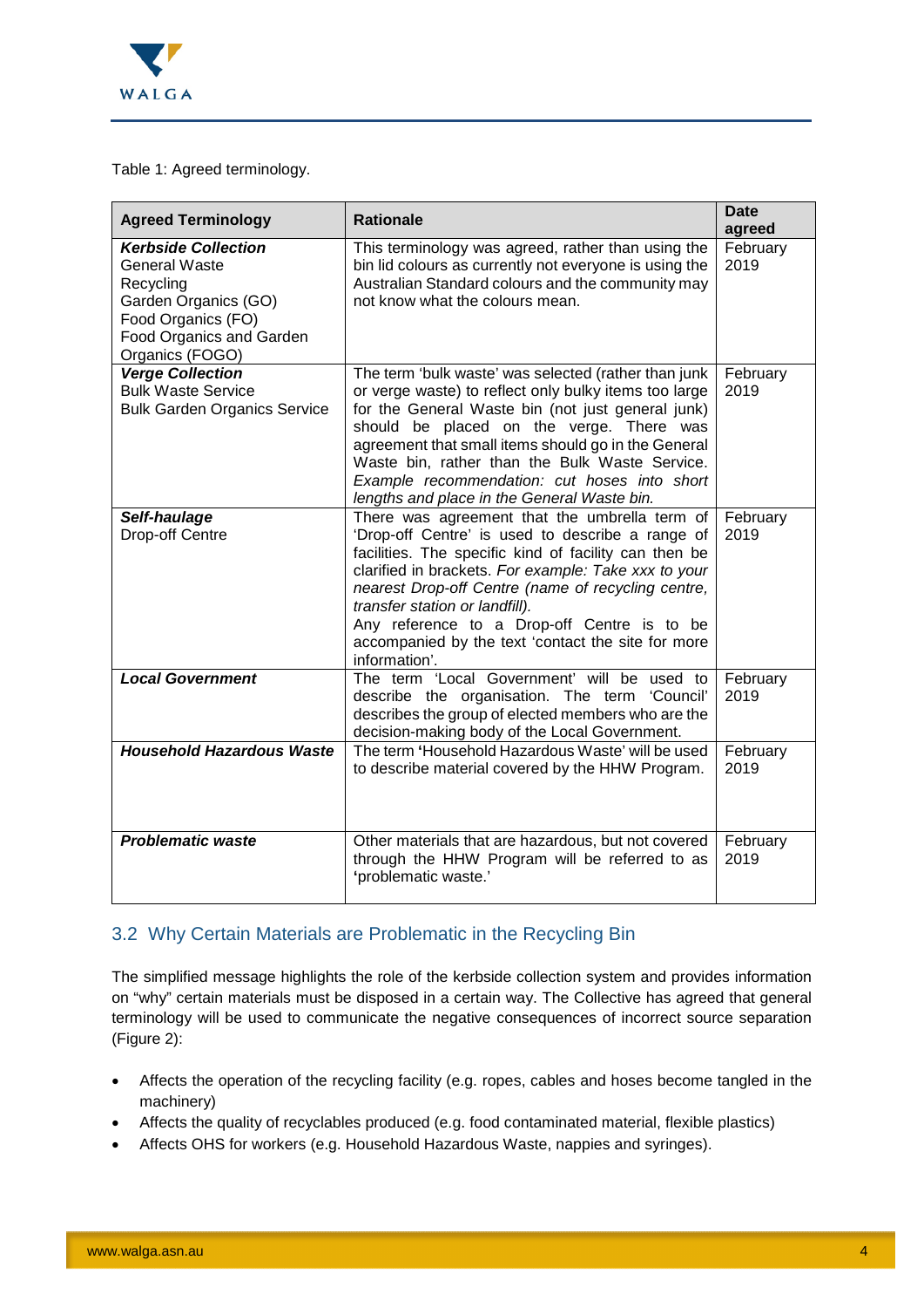Table 1: Agreed terminology.

| Agreed Terminology | Rationale | Date agreed |
|---|---|---|
| ***Kerbside Collection***<br>General Waste<br>Recycling<br>Garden Organics (GO)<br>Food Organics (FO)<br>Food Organics and Garden Organics (FOGO) | This terminology was agreed, rather than using the bin lid colours as currently not everyone is using the Australian Standard colours and the community may not know what the colours mean. | February 2019 |
| ***Verge Collection***<br>Bulk Waste Service<br>Bulk Garden Organics Service | The term 'bulk waste' was selected (rather than junk or verge waste) to reflect only bulky items too large for the General Waste bin (not just general junk) should be placed on the verge. There was agreement that small items should go in the General Waste bin, rather than the Bulk Waste Service. *Example recommendation: cut hoses into short lengths and place in the General Waste bin.* | February 2019 |
| ***Self-haulage***<br>Drop-off Centre | There was agreement that the umbrella term of 'Drop-off Centre' is used to describe a range of facilities. The specific kind of facility can then be clarified in brackets. *For example: Take xxx to your nearest Drop-off Centre (name of recycling centre, transfer station or landfill).*<br>Any reference to a Drop-off Centre is to be accompanied by the text 'contact the site for more information'. | February 2019 |
| ***Local Government*** | The term 'Local Government' will be used to describe the organisation. The term 'Council' describes the group of elected members who are the decision-making body of the Local Government. | February 2019 |
| ***Household Hazardous Waste*** | The term 'Household Hazardous Waste' will be used to describe material covered by the HHW Program. | February 2019 |
| ***Problematic waste*** | Other materials that are hazardous, but not covered through the HHW Program will be referred to as 'problematic waste.' | February 2019 |

## 3.2 Why Certain Materials are Problematic in the Recycling Bin

The simplified message highlights the role of the kerbside collection system and provides information on "why" certain materials must be disposed in a certain way. The Collective has agreed that general terminology will be used to communicate the negative consequences of incorrect source separation (Figure 2):

- Affects the operation of the recycling facility (e.g. ropes, cables and hoses become tangled in the machinery)
- Affects the quality of recyclables produced (e.g. food contaminated material, flexible plastics)
- Affects OHS for workers (e.g. Household Hazardous Waste, nappies and syringes).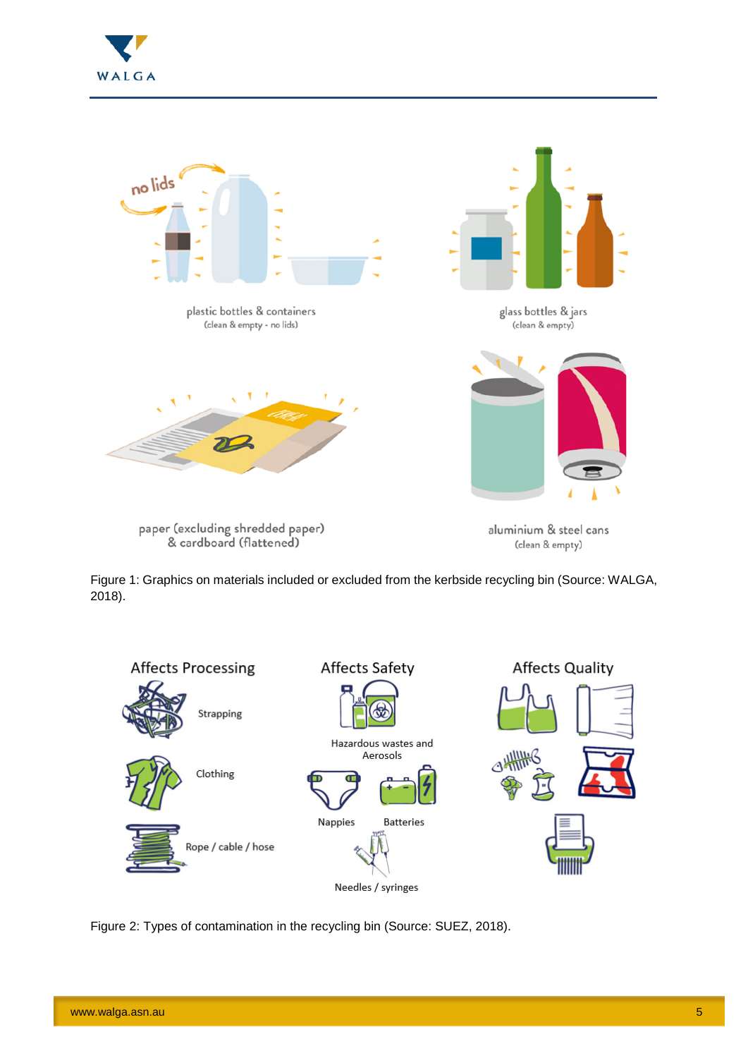plastic bottles & containers
(clean & empty - no lids)

glass bottles & jars
(clean & empty)

paper (excluding shredded paper)
& cardboard (flattened)

aluminium & steel cans
(clean & empty)

Figure 1: Graphics on materials included or excluded from the kerbside recycling bin (Source: WALGA, 2018).

Affects Processing

Strapping

Clothing

Rope / cable / hose

Affects Safety

Hazardous wastes and Aerosols

Nappies

Batteries

Needles / syringes

Affects Quality

Figure 2: Types of contamination in the recycling bin (Source: SUEZ, 2018).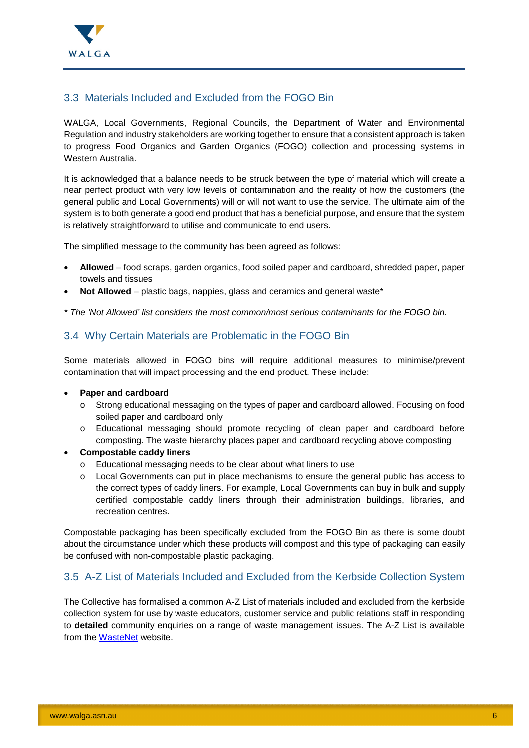## 3.3 Materials Included and Excluded from the FOGO Bin

WALGA, Local Governments, Regional Councils, the Department of Water and Environmental Regulation and industry stakeholders are working together to ensure that a consistent approach is taken to progress Food Organics and Garden Organics (FOGO) collection and processing systems in Western Australia.

It is acknowledged that a balance needs to be struck between the type of material which will create a near perfect product with very low levels of contamination and the reality of how the customers (the general public and Local Governments) will or will not want to use the service. The ultimate aim of the system is to both generate a good end product that has a beneficial purpose, and ensure that the system is relatively straightforward to utilise and communicate to end users.

The simplified message to the community has been agreed as follows:

- **Allowed** – food scraps, garden organics, food soiled paper and cardboard, shredded paper, paper towels and tissues
- **Not Allowed** – plastic bags, nappies, glass and ceramics and general waste*

*\* The 'Not Allowed' list considers the most common/most serious contaminants for the FOGO bin.*

## 3.4 Why Certain Materials are Problematic in the FOGO Bin

Some materials allowed in FOGO bins will require additional measures to minimise/prevent contamination that will impact processing and the end product. These include:

- **Paper and cardboard**
  - Strong educational messaging on the types of paper and cardboard allowed. Focusing on food soiled paper and cardboard only
  - Educational messaging should promote recycling of clean paper and cardboard before composting. The waste hierarchy places paper and cardboard recycling above composting
- **Compostable caddy liners**
  - Educational messaging needs to be clear about what liners to use
  - Local Governments can put in place mechanisms to ensure the general public has access to the correct types of caddy liners. For example, Local Governments can buy in bulk and supply certified compostable caddy liners through their administration buildings, libraries, and recreation centres.

Compostable packaging has been specifically excluded from the FOGO Bin as there is some doubt about the circumstance under which these products will compost and this type of packaging can easily be confused with non-compostable plastic packaging.

## 3.5 A-Z List of Materials Included and Excluded from the Kerbside Collection System

The Collective has formalised a common A-Z List of materials included and excluded from the kerbside collection system for use by waste educators, customer service and public relations staff in responding to **detailed** community enquiries on a range of waste management issues. The A-Z List is available from the WasteNet website.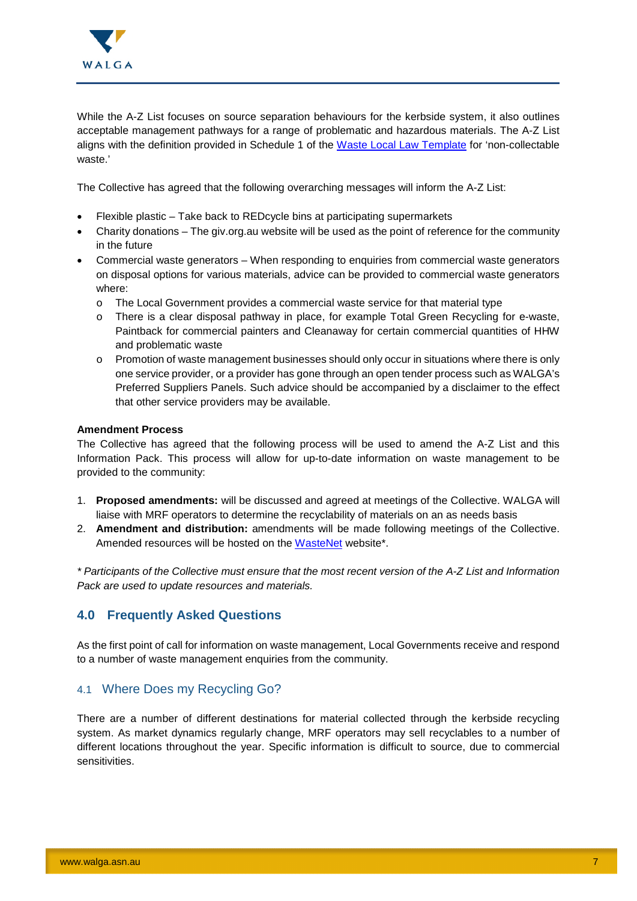While the A-Z List focuses on source separation behaviours for the kerbside system, it also outlines acceptable management pathways for a range of problematic and hazardous materials. The A-Z List aligns with the definition provided in Schedule 1 of the [Waste Local Law Template](Waste Local Law Template) for 'non-collectable waste.'

The Collective has agreed that the following overarching messages will inform the A-Z List:

- Flexible plastic – Take back to REDcycle bins at participating supermarkets
- Charity donations – The giv.org.au website will be used as the point of reference for the community in the future
- Commercial waste generators – When responding to enquiries from commercial waste generators on disposal options for various materials, advice can be provided to commercial waste generators where:
  - The Local Government provides a commercial waste service for that material type
  - There is a clear disposal pathway in place, for example Total Green Recycling for e-waste, Paintback for commercial painters and Cleanaway for certain commercial quantities of HHW and problematic waste
  - Promotion of waste management businesses should only occur in situations where there is only one service provider, or a provider has gone through an open tender process such as WALGA's Preferred Suppliers Panels. Such advice should be accompanied by a disclaimer to the effect that other service providers may be available.

**Amendment Process**

The Collective has agreed that the following process will be used to amend the A-Z List and this Information Pack. This process will allow for up-to-date information on waste management to be provided to the community:

1. **Proposed amendments:** will be discussed and agreed at meetings of the Collective. WALGA will liaise with MRF operators to determine the recyclability of materials on an as needs basis
2. **Amendment and distribution:** amendments will be made following meetings of the Collective. Amended resources will be hosted on the WasteNet website*.

*\* Participants of the Collective must ensure that the most recent version of the A-Z List and Information Pack are used to update resources and materials.*

## 4.0 Frequently Asked Questions

As the first point of call for information on waste management, Local Governments receive and respond to a number of waste management enquiries from the community.

### 4.1 Where Does my Recycling Go?

There are a number of different destinations for material collected through the kerbside recycling system. As market dynamics regularly change, MRF operators may sell recyclables to a number of different locations throughout the year. Specific information is difficult to source, due to commercial sensitivities.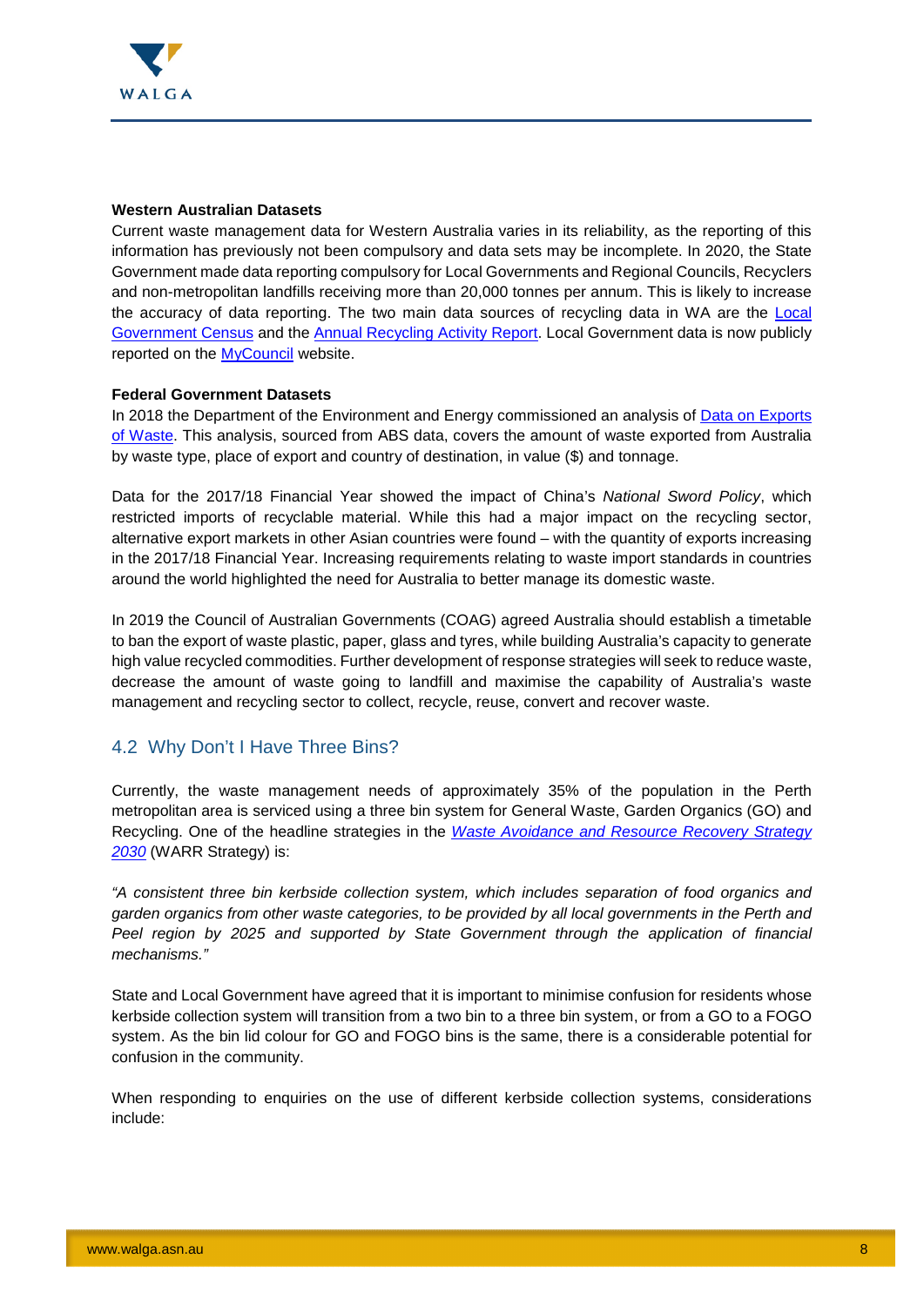**Western Australian Datasets**

Current waste management data for Western Australia varies in its reliability, as the reporting of this information has previously not been compulsory and data sets may be incomplete. In 2020, the State Government made data reporting compulsory for Local Governments and Regional Councils, Recyclers and non-metropolitan landfills receiving more than 20,000 tonnes per annum. This is likely to increase the accuracy of data reporting. The two main data sources of recycling data in WA are the Local Government Census and the Annual Recycling Activity Report. Local Government data is now publicly reported on the MyCouncil website.

**Federal Government Datasets**

In 2018 the Department of the Environment and Energy commissioned an analysis of Data on Exports of Waste. This analysis, sourced from ABS data, covers the amount of waste exported from Australia by waste type, place of export and country of destination, in value ($) and tonnage.

Data for the 2017/18 Financial Year showed the impact of China's *National Sword Policy*, which restricted imports of recyclable material. While this had a major impact on the recycling sector, alternative export markets in other Asian countries were found – with the quantity of exports increasing in the 2017/18 Financial Year. Increasing requirements relating to waste import standards in countries around the world highlighted the need for Australia to better manage its domestic waste.

In 2019 the Council of Australian Governments (COAG) agreed Australia should establish a timetable to ban the export of waste plastic, paper, glass and tyres, while building Australia's capacity to generate high value recycled commodities. Further development of response strategies will seek to reduce waste, decrease the amount of waste going to landfill and maximise the capability of Australia's waste management and recycling sector to collect, recycle, reuse, convert and recover waste.

## 4.2 Why Don't I Have Three Bins?

Currently, the waste management needs of approximately 35% of the population in the Perth metropolitan area is serviced using a three bin system for General Waste, Garden Organics (GO) and Recycling. One of the headline strategies in the *Waste Avoidance and Resource Recovery Strategy 2030* (WARR Strategy) is:

*"A consistent three bin kerbside collection system, which includes separation of food organics and garden organics from other waste categories, to be provided by all local governments in the Perth and Peel region by 2025 and supported by State Government through the application of financial mechanisms."*

State and Local Government have agreed that it is important to minimise confusion for residents whose kerbside collection system will transition from a two bin to a three bin system, or from a GO to a FOGO system. As the bin lid colour for GO and FOGO bins is the same, there is a considerable potential for confusion in the community.

When responding to enquiries on the use of different kerbside collection systems, considerations include: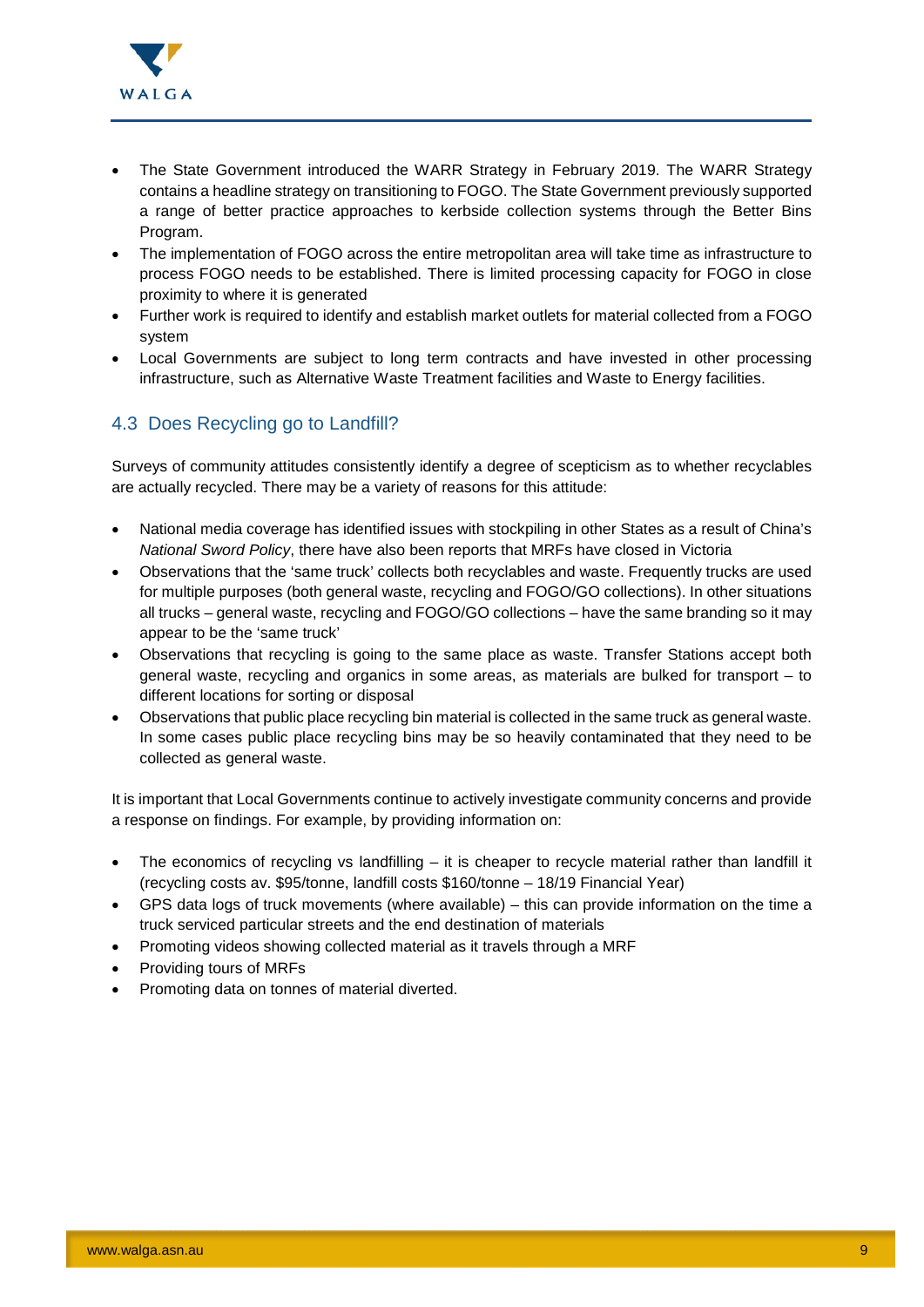- The State Government introduced the WARR Strategy in February 2019. The WARR Strategy contains a headline strategy on transitioning to FOGO. The State Government previously supported a range of better practice approaches to kerbside collection systems through the Better Bins Program.
- The implementation of FOGO across the entire metropolitan area will take time as infrastructure to process FOGO needs to be established. There is limited processing capacity for FOGO in close proximity to where it is generated
- Further work is required to identify and establish market outlets for material collected from a FOGO system
- Local Governments are subject to long term contracts and have invested in other processing infrastructure, such as Alternative Waste Treatment facilities and Waste to Energy facilities.

## 4.3 Does Recycling go to Landfill?

Surveys of community attitudes consistently identify a degree of scepticism as to whether recyclables are actually recycled. There may be a variety of reasons for this attitude:

- National media coverage has identified issues with stockpiling in other States as a result of China's *National Sword Policy*, there have also been reports that MRFs have closed in Victoria
- Observations that the 'same truck' collects both recyclables and waste. Frequently trucks are used for multiple purposes (both general waste, recycling and FOGO/GO collections). In other situations all trucks – general waste, recycling and FOGO/GO collections – have the same branding so it may appear to be the 'same truck'
- Observations that recycling is going to the same place as waste. Transfer Stations accept both general waste, recycling and organics in some areas, as materials are bulked for transport – to different locations for sorting or disposal
- Observations that public place recycling bin material is collected in the same truck as general waste. In some cases public place recycling bins may be so heavily contaminated that they need to be collected as general waste.

It is important that Local Governments continue to actively investigate community concerns and provide a response on findings. For example, by providing information on:

- The economics of recycling vs landfilling – it is cheaper to recycle material rather than landfill it (recycling costs av. $95/tonne, landfill costs $160/tonne – 18/19 Financial Year)
- GPS data logs of truck movements (where available) – this can provide information on the time a truck serviced particular streets and the end destination of materials
- Promoting videos showing collected material as it travels through a MRF
- Providing tours of MRFs
- Promoting data on tonnes of material diverted.